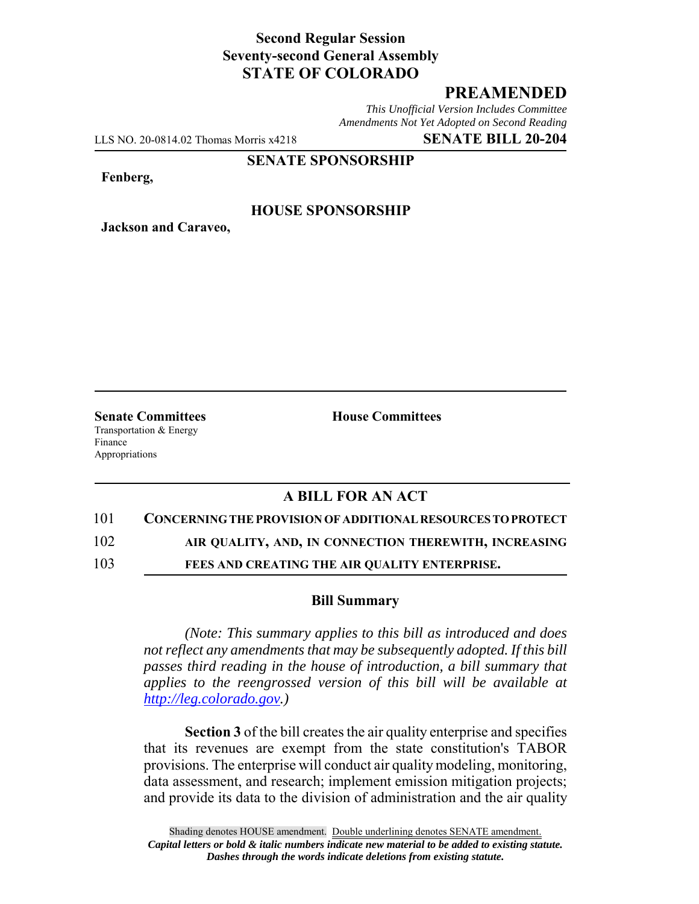**Second Regular Session**
**Seventy-second General Assembly**
**STATE OF COLORADO**

# PREAMENDED

*This Unofficial Version Includes Committee Amendments Not Yet Adopted on Second Reading*

LLS NO. 20-0814.02 Thomas Morris x4218 **SENATE BILL 20-204**

**SENATE SPONSORSHIP**

**Fenberg,**

**HOUSE SPONSORSHIP**

**Jackson and Caraveo,**

**Senate Committees**
Transportation & Energy
Finance
Appropriations

**House Committees**

## A BILL FOR AN ACT

101 **CONCERNING THE PROVISION OF ADDITIONAL RESOURCES TO PROTECT**
102 **AIR QUALITY, AND, IN CONNECTION THEREWITH, INCREASING**
103 **FEES AND CREATING THE AIR QUALITY ENTERPRISE.**

### Bill Summary

*(Note: This summary applies to this bill as introduced and does not reflect any amendments that may be subsequently adopted. If this bill passes third reading in the house of introduction, a bill summary that applies to the reengrossed version of this bill will be available at http://leg.colorado.gov.)*

**Section 3** of the bill creates the air quality enterprise and specifies that its revenues are exempt from the state constitution's TABOR provisions. The enterprise will conduct air quality modeling, monitoring, data assessment, and research; implement emission mitigation projects; and provide its data to the division of administration and the air quality

Shading denotes HOUSE amendment. Double underlining denotes SENATE amendment.
*Capital letters or bold & italic numbers indicate new material to be added to existing statute.*
*Dashes through the words indicate deletions from existing statute.*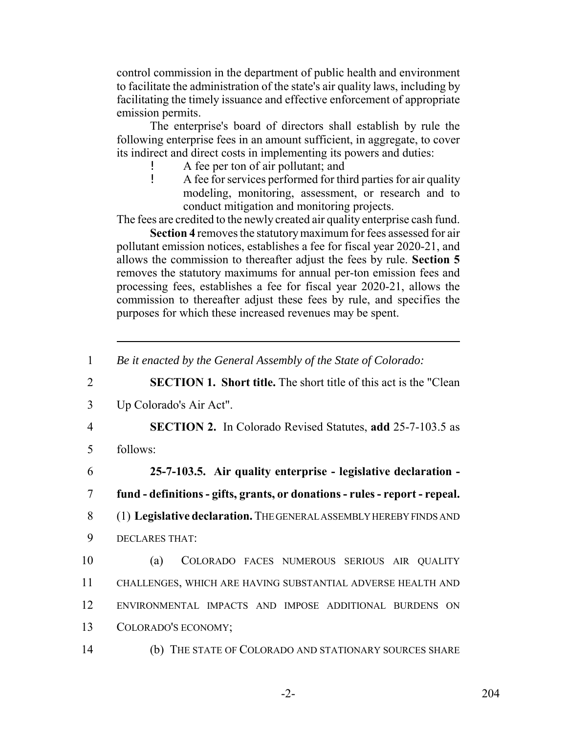control commission in the department of public health and environment to facilitate the administration of the state's air quality laws, including by facilitating the timely issuance and effective enforcement of appropriate emission permits.

The enterprise's board of directors shall establish by rule the following enterprise fees in an amount sufficient, in aggregate, to cover its indirect and direct costs in implementing its powers and duties:

- A fee per ton of air pollutant; and
- A fee for services performed for third parties for air quality modeling, monitoring, assessment, or research and to conduct mitigation and monitoring projects.

The fees are credited to the newly created air quality enterprise cash fund.

**Section 4** removes the statutory maximum for fees assessed for air pollutant emission notices, establishes a fee for fiscal year 2020-21, and allows the commission to thereafter adjust the fees by rule. **Section 5** removes the statutory maximums for annual per-ton emission fees and processing fees, establishes a fee for fiscal year 2020-21, allows the commission to thereafter adjust these fees by rule, and specifies the purposes for which these increased revenues may be spent.

---

1 *Be it enacted by the General Assembly of the State of Colorado:*

2 **SECTION 1. Short title.** The short title of this act is the "Clean
3 Up Colorado's Air Act".

4 **SECTION 2.** In Colorado Revised Statutes, **add** 25-7-103.5 as
5 follows:

6 **25-7-103.5. Air quality enterprise - legislative declaration -**
7 **fund - definitions - gifts, grants, or donations - rules - report - repeal.**
8 (1) **Legislative declaration.** THE GENERAL ASSEMBLY HEREBY FINDS AND
9 DECLARES THAT:

10 (a) COLORADO FACES NUMEROUS SERIOUS AIR QUALITY
11 CHALLENGES, WHICH ARE HAVING SUBSTANTIAL ADVERSE HEALTH AND
12 ENVIRONMENTAL IMPACTS AND IMPOSE ADDITIONAL BURDENS ON
13 COLORADO'S ECONOMY;

14 (b) THE STATE OF COLORADO AND STATIONARY SOURCES SHARE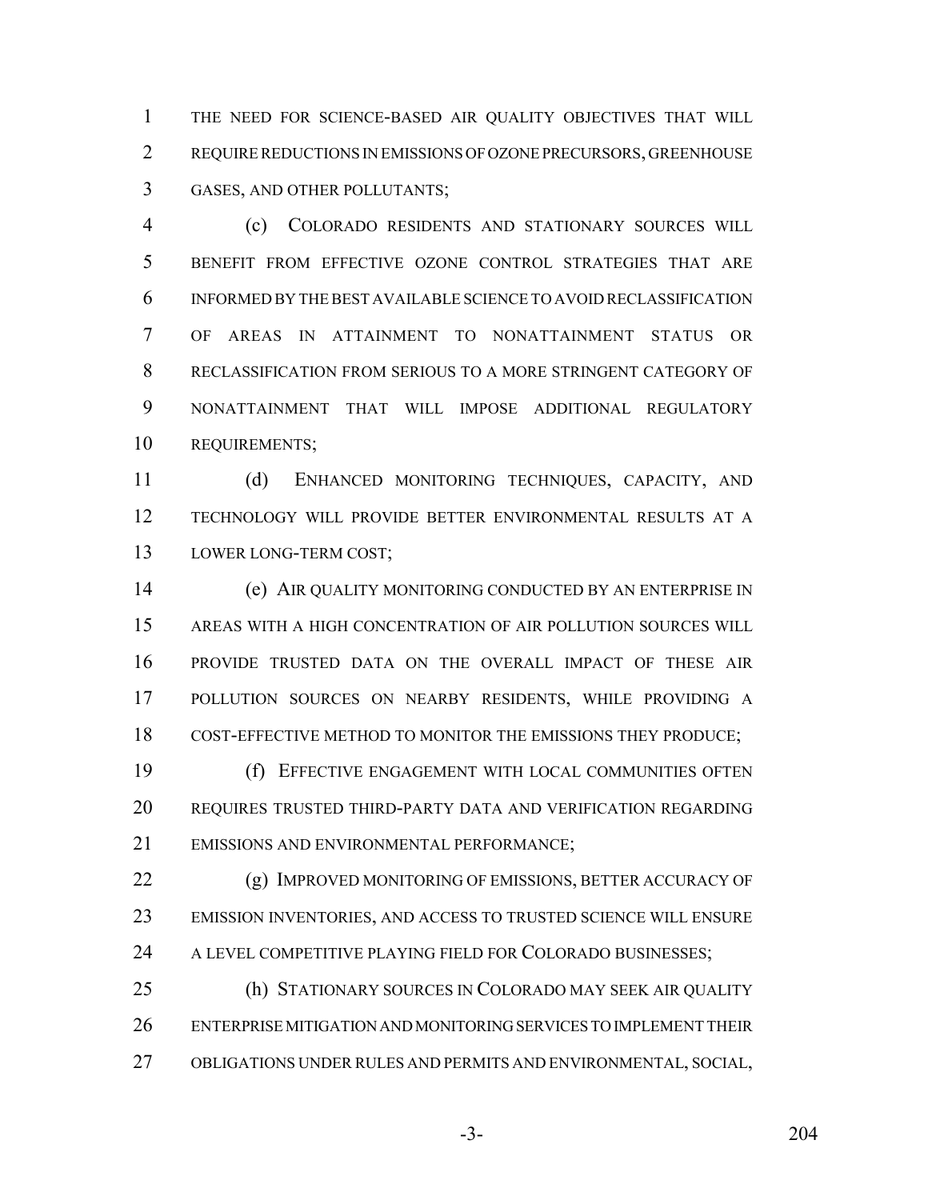THE NEED FOR SCIENCE-BASED AIR QUALITY OBJECTIVES THAT WILL REQUIRE REDUCTIONS IN EMISSIONS OF OZONE PRECURSORS, GREENHOUSE GASES, AND OTHER POLLUTANTS;

(c) COLORADO RESIDENTS AND STATIONARY SOURCES WILL BENEFIT FROM EFFECTIVE OZONE CONTROL STRATEGIES THAT ARE INFORMED BY THE BEST AVAILABLE SCIENCE TO AVOID RECLASSIFICATION OF AREAS IN ATTAINMENT TO NONATTAINMENT STATUS OR RECLASSIFICATION FROM SERIOUS TO A MORE STRINGENT CATEGORY OF NONATTAINMENT THAT WILL IMPOSE ADDITIONAL REGULATORY REQUIREMENTS;

(d) ENHANCED MONITORING TECHNIQUES, CAPACITY, AND TECHNOLOGY WILL PROVIDE BETTER ENVIRONMENTAL RESULTS AT A LOWER LONG-TERM COST;

(e) AIR QUALITY MONITORING CONDUCTED BY AN ENTERPRISE IN AREAS WITH A HIGH CONCENTRATION OF AIR POLLUTION SOURCES WILL PROVIDE TRUSTED DATA ON THE OVERALL IMPACT OF THESE AIR POLLUTION SOURCES ON NEARBY RESIDENTS, WHILE PROVIDING A COST-EFFECTIVE METHOD TO MONITOR THE EMISSIONS THEY PRODUCE;

(f) EFFECTIVE ENGAGEMENT WITH LOCAL COMMUNITIES OFTEN REQUIRES TRUSTED THIRD-PARTY DATA AND VERIFICATION REGARDING EMISSIONS AND ENVIRONMENTAL PERFORMANCE;

(g) IMPROVED MONITORING OF EMISSIONS, BETTER ACCURACY OF EMISSION INVENTORIES, AND ACCESS TO TRUSTED SCIENCE WILL ENSURE A LEVEL COMPETITIVE PLAYING FIELD FOR COLORADO BUSINESSES;

(h) STATIONARY SOURCES IN COLORADO MAY SEEK AIR QUALITY ENTERPRISE MITIGATION AND MONITORING SERVICES TO IMPLEMENT THEIR OBLIGATIONS UNDER RULES AND PERMITS AND ENVIRONMENTAL, SOCIAL,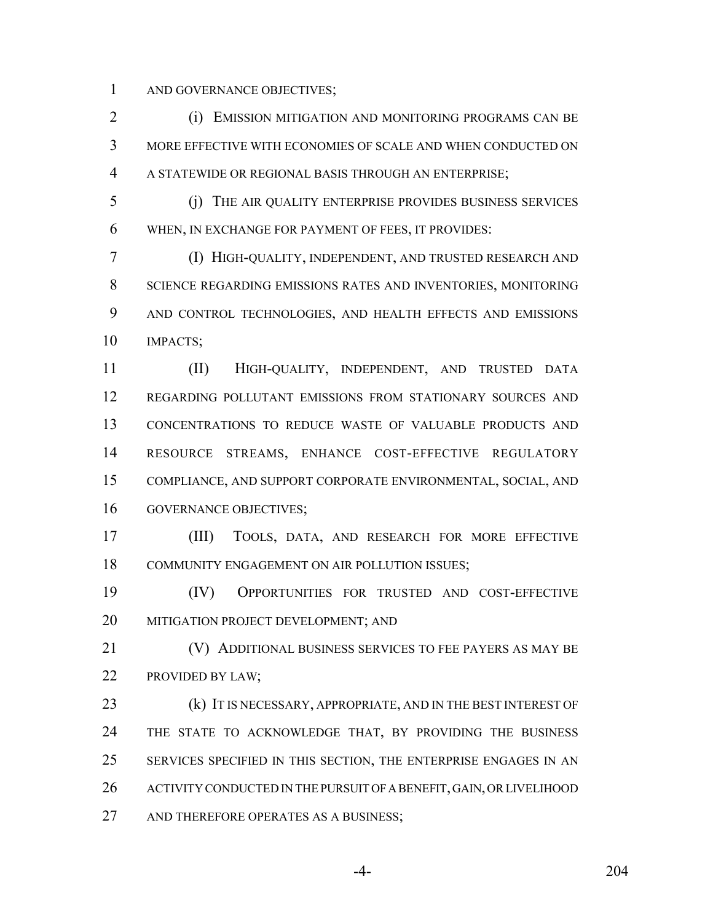AND GOVERNANCE OBJECTIVES;

(i) EMISSION MITIGATION AND MONITORING PROGRAMS CAN BE MORE EFFECTIVE WITH ECONOMIES OF SCALE AND WHEN CONDUCTED ON A STATEWIDE OR REGIONAL BASIS THROUGH AN ENTERPRISE;

(j) THE AIR QUALITY ENTERPRISE PROVIDES BUSINESS SERVICES WHEN, IN EXCHANGE FOR PAYMENT OF FEES, IT PROVIDES:

(I) HIGH-QUALITY, INDEPENDENT, AND TRUSTED RESEARCH AND SCIENCE REGARDING EMISSIONS RATES AND INVENTORIES, MONITORING AND CONTROL TECHNOLOGIES, AND HEALTH EFFECTS AND EMISSIONS IMPACTS;

(II) HIGH-QUALITY, INDEPENDENT, AND TRUSTED DATA REGARDING POLLUTANT EMISSIONS FROM STATIONARY SOURCES AND CONCENTRATIONS TO REDUCE WASTE OF VALUABLE PRODUCTS AND RESOURCE STREAMS, ENHANCE COST-EFFECTIVE REGULATORY COMPLIANCE, AND SUPPORT CORPORATE ENVIRONMENTAL, SOCIAL, AND GOVERNANCE OBJECTIVES;

(III) TOOLS, DATA, AND RESEARCH FOR MORE EFFECTIVE COMMUNITY ENGAGEMENT ON AIR POLLUTION ISSUES;

(IV) OPPORTUNITIES FOR TRUSTED AND COST-EFFECTIVE MITIGATION PROJECT DEVELOPMENT; AND

(V) ADDITIONAL BUSINESS SERVICES TO FEE PAYERS AS MAY BE PROVIDED BY LAW;

(k) IT IS NECESSARY, APPROPRIATE, AND IN THE BEST INTEREST OF THE STATE TO ACKNOWLEDGE THAT, BY PROVIDING THE BUSINESS SERVICES SPECIFIED IN THIS SECTION, THE ENTERPRISE ENGAGES IN AN ACTIVITY CONDUCTED IN THE PURSUIT OF A BENEFIT, GAIN, OR LIVELIHOOD AND THEREFORE OPERATES AS A BUSINESS;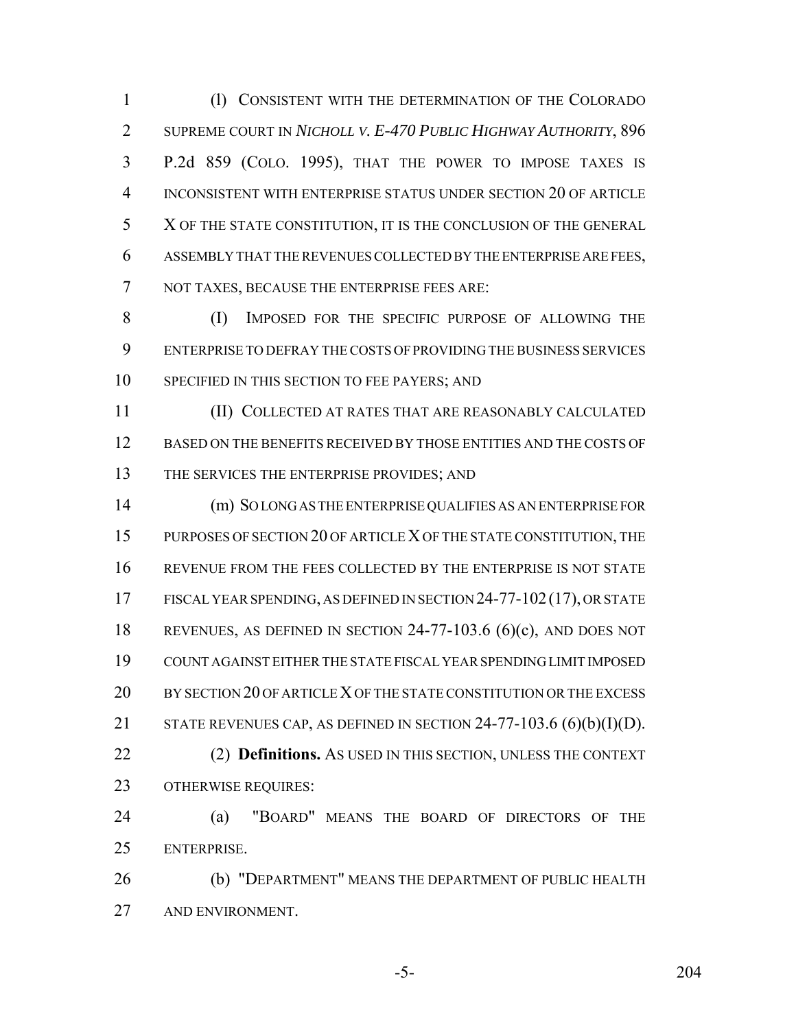(l) CONSISTENT WITH THE DETERMINATION OF THE COLORADO SUPREME COURT IN *NICHOLL V. E-470 PUBLIC HIGHWAY AUTHORITY*, 896 P.2d 859 (COLO. 1995), THAT THE POWER TO IMPOSE TAXES IS INCONSISTENT WITH ENTERPRISE STATUS UNDER SECTION 20 OF ARTICLE X OF THE STATE CONSTITUTION, IT IS THE CONCLUSION OF THE GENERAL ASSEMBLY THAT THE REVENUES COLLECTED BY THE ENTERPRISE ARE FEES, NOT TAXES, BECAUSE THE ENTERPRISE FEES ARE:

(I) IMPOSED FOR THE SPECIFIC PURPOSE OF ALLOWING THE ENTERPRISE TO DEFRAY THE COSTS OF PROVIDING THE BUSINESS SERVICES SPECIFIED IN THIS SECTION TO FEE PAYERS; AND

(II) COLLECTED AT RATES THAT ARE REASONABLY CALCULATED BASED ON THE BENEFITS RECEIVED BY THOSE ENTITIES AND THE COSTS OF THE SERVICES THE ENTERPRISE PROVIDES; AND

(m) SO LONG AS THE ENTERPRISE QUALIFIES AS AN ENTERPRISE FOR PURPOSES OF SECTION 20 OF ARTICLE X OF THE STATE CONSTITUTION, THE REVENUE FROM THE FEES COLLECTED BY THE ENTERPRISE IS NOT STATE FISCAL YEAR SPENDING, AS DEFINED IN SECTION 24-77-102 (17), OR STATE REVENUES, AS DEFINED IN SECTION 24-77-103.6 (6)(c), AND DOES NOT COUNT AGAINST EITHER THE STATE FISCAL YEAR SPENDING LIMIT IMPOSED BY SECTION 20 OF ARTICLE X OF THE STATE CONSTITUTION OR THE EXCESS STATE REVENUES CAP, AS DEFINED IN SECTION 24-77-103.6 (6)(b)(I)(D).

(2) **Definitions.** AS USED IN THIS SECTION, UNLESS THE CONTEXT OTHERWISE REQUIRES:

(a) "BOARD" MEANS THE BOARD OF DIRECTORS OF THE ENTERPRISE.

(b) "DEPARTMENT" MEANS THE DEPARTMENT OF PUBLIC HEALTH AND ENVIRONMENT.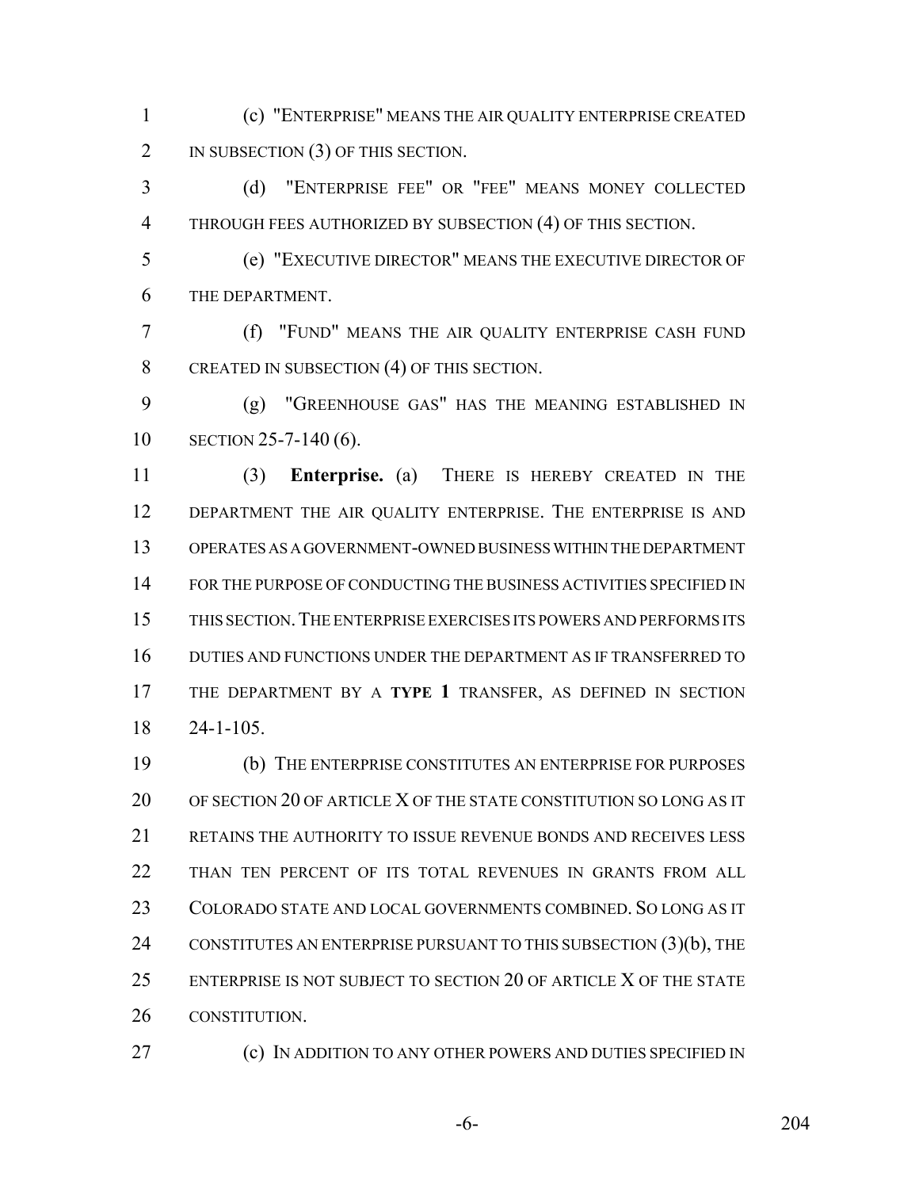(c) "ENTERPRISE" MEANS THE AIR QUALITY ENTERPRISE CREATED IN SUBSECTION (3) OF THIS SECTION.

(d) "ENTERPRISE FEE" OR "FEE" MEANS MONEY COLLECTED THROUGH FEES AUTHORIZED BY SUBSECTION (4) OF THIS SECTION.

(e) "EXECUTIVE DIRECTOR" MEANS THE EXECUTIVE DIRECTOR OF THE DEPARTMENT.

(f) "FUND" MEANS THE AIR QUALITY ENTERPRISE CASH FUND CREATED IN SUBSECTION (4) OF THIS SECTION.

(g) "GREENHOUSE GAS" HAS THE MEANING ESTABLISHED IN SECTION 25-7-140 (6).

(3) **Enterprise.** (a) THERE IS HEREBY CREATED IN THE DEPARTMENT THE AIR QUALITY ENTERPRISE. THE ENTERPRISE IS AND OPERATES AS A GOVERNMENT-OWNED BUSINESS WITHIN THE DEPARTMENT FOR THE PURPOSE OF CONDUCTING THE BUSINESS ACTIVITIES SPECIFIED IN THIS SECTION. THE ENTERPRISE EXERCISES ITS POWERS AND PERFORMS ITS DUTIES AND FUNCTIONS UNDER THE DEPARTMENT AS IF TRANSFERRED TO THE DEPARTMENT BY A **TYPE 1** TRANSFER, AS DEFINED IN SECTION 24-1-105.

(b) THE ENTERPRISE CONSTITUTES AN ENTERPRISE FOR PURPOSES OF SECTION 20 OF ARTICLE X OF THE STATE CONSTITUTION SO LONG AS IT RETAINS THE AUTHORITY TO ISSUE REVENUE BONDS AND RECEIVES LESS THAN TEN PERCENT OF ITS TOTAL REVENUES IN GRANTS FROM ALL COLORADO STATE AND LOCAL GOVERNMENTS COMBINED. SO LONG AS IT CONSTITUTES AN ENTERPRISE PURSUANT TO THIS SUBSECTION (3)(b), THE ENTERPRISE IS NOT SUBJECT TO SECTION 20 OF ARTICLE X OF THE STATE CONSTITUTION.

(c) IN ADDITION TO ANY OTHER POWERS AND DUTIES SPECIFIED IN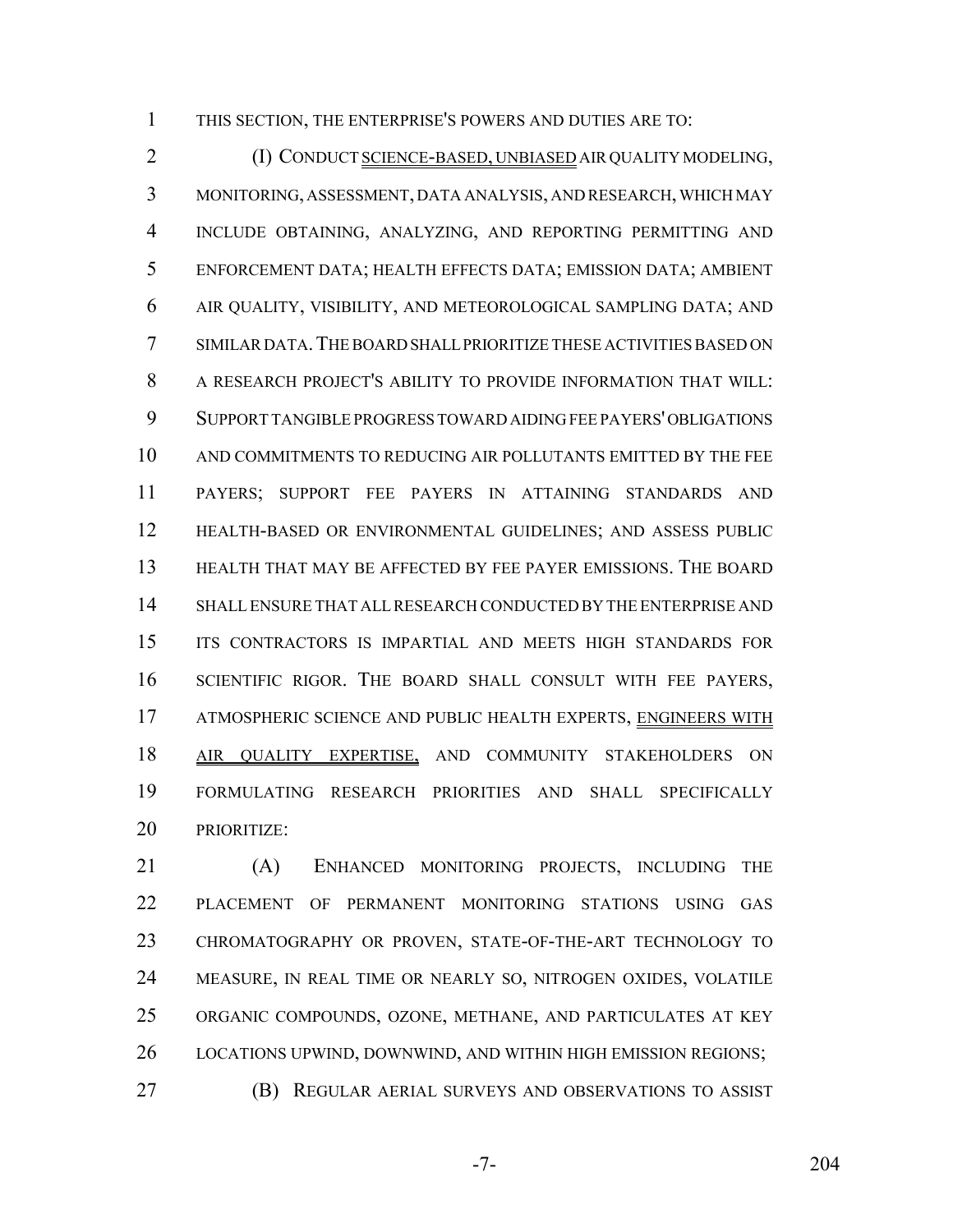THIS SECTION, THE ENTERPRISE'S POWERS AND DUTIES ARE TO:

(I) CONDUCT SCIENCE-BASED, UNBIASED AIR QUALITY MODELING, MONITORING, ASSESSMENT, DATA ANALYSIS, AND RESEARCH, WHICH MAY INCLUDE OBTAINING, ANALYZING, AND REPORTING PERMITTING AND ENFORCEMENT DATA; HEALTH EFFECTS DATA; EMISSION DATA; AMBIENT AIR QUALITY, VISIBILITY, AND METEOROLOGICAL SAMPLING DATA; AND SIMILAR DATA. THE BOARD SHALL PRIORITIZE THESE ACTIVITIES BASED ON A RESEARCH PROJECT'S ABILITY TO PROVIDE INFORMATION THAT WILL: SUPPORT TANGIBLE PROGRESS TOWARD AIDING FEE PAYERS' OBLIGATIONS AND COMMITMENTS TO REDUCING AIR POLLUTANTS EMITTED BY THE FEE PAYERS; SUPPORT FEE PAYERS IN ATTAINING STANDARDS AND HEALTH-BASED OR ENVIRONMENTAL GUIDELINES; AND ASSESS PUBLIC HEALTH THAT MAY BE AFFECTED BY FEE PAYER EMISSIONS. THE BOARD SHALL ENSURE THAT ALL RESEARCH CONDUCTED BY THE ENTERPRISE AND ITS CONTRACTORS IS IMPARTIAL AND MEETS HIGH STANDARDS FOR SCIENTIFIC RIGOR. THE BOARD SHALL CONSULT WITH FEE PAYERS, ATMOSPHERIC SCIENCE AND PUBLIC HEALTH EXPERTS, ENGINEERS WITH AIR QUALITY EXPERTISE, AND COMMUNITY STAKEHOLDERS ON FORMULATING RESEARCH PRIORITIES AND SHALL SPECIFICALLY PRIORITIZE:

(A) ENHANCED MONITORING PROJECTS, INCLUDING THE PLACEMENT OF PERMANENT MONITORING STATIONS USING GAS CHROMATOGRAPHY OR PROVEN, STATE-OF-THE-ART TECHNOLOGY TO MEASURE, IN REAL TIME OR NEARLY SO, NITROGEN OXIDES, VOLATILE ORGANIC COMPOUNDS, OZONE, METHANE, AND PARTICULATES AT KEY LOCATIONS UPWIND, DOWNWIND, AND WITHIN HIGH EMISSION REGIONS;

(B) REGULAR AERIAL SURVEYS AND OBSERVATIONS TO ASSIST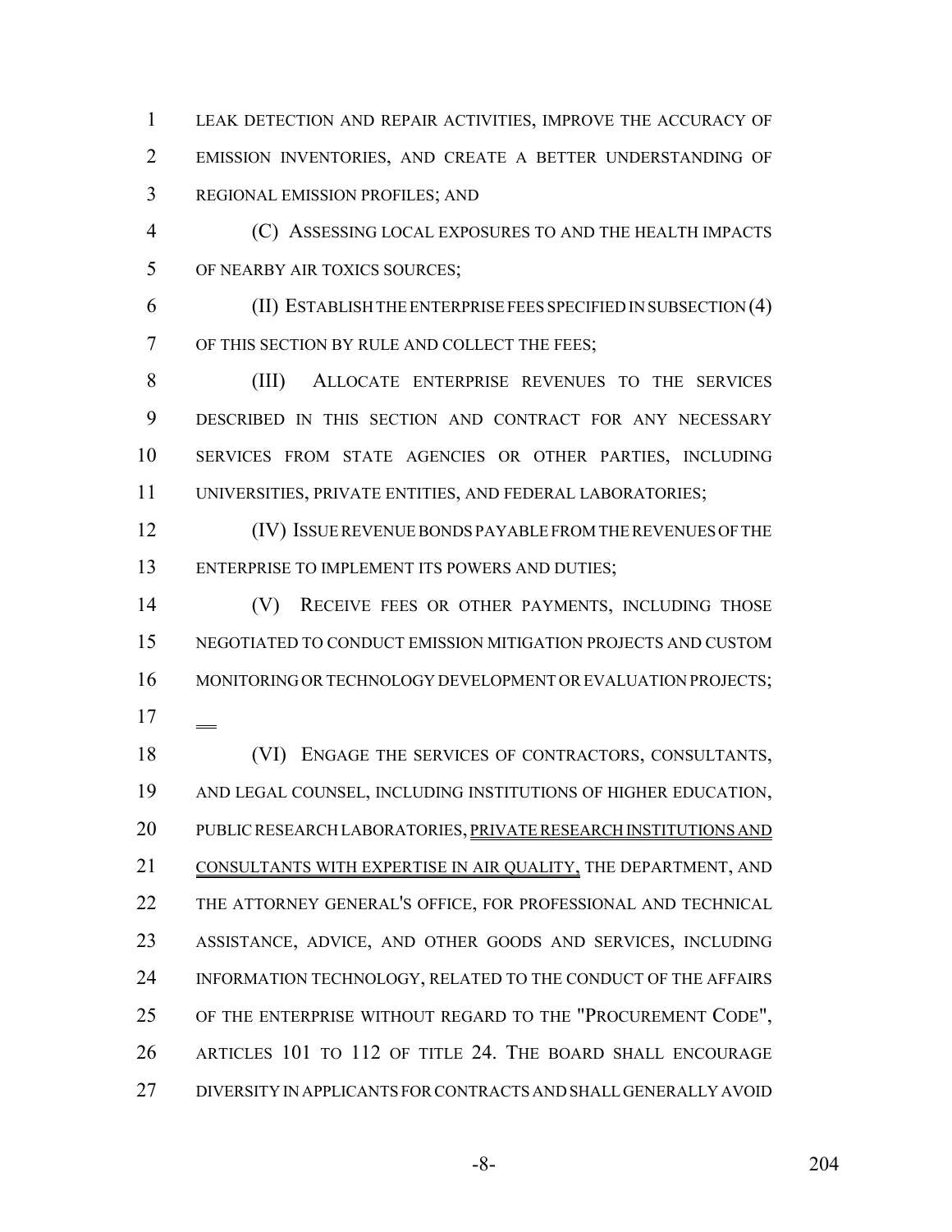LEAK DETECTION AND REPAIR ACTIVITIES, IMPROVE THE ACCURACY OF EMISSION INVENTORIES, AND CREATE A BETTER UNDERSTANDING OF REGIONAL EMISSION PROFILES; AND

(C) ASSESSING LOCAL EXPOSURES TO AND THE HEALTH IMPACTS OF NEARBY AIR TOXICS SOURCES;

(II) ESTABLISH THE ENTERPRISE FEES SPECIFIED IN SUBSECTION (4) OF THIS SECTION BY RULE AND COLLECT THE FEES;

(III) ALLOCATE ENTERPRISE REVENUES TO THE SERVICES DESCRIBED IN THIS SECTION AND CONTRACT FOR ANY NECESSARY SERVICES FROM STATE AGENCIES OR OTHER PARTIES, INCLUDING UNIVERSITIES, PRIVATE ENTITIES, AND FEDERAL LABORATORIES;

(IV) ISSUE REVENUE BONDS PAYABLE FROM THE REVENUES OF THE ENTERPRISE TO IMPLEMENT ITS POWERS AND DUTIES;

(V) RECEIVE FEES OR OTHER PAYMENTS, INCLUDING THOSE NEGOTIATED TO CONDUCT EMISSION MITIGATION PROJECTS AND CUSTOM MONITORING OR TECHNOLOGY DEVELOPMENT OR EVALUATION PROJECTS;

(VI) ENGAGE THE SERVICES OF CONTRACTORS, CONSULTANTS, AND LEGAL COUNSEL, INCLUDING INSTITUTIONS OF HIGHER EDUCATION, PUBLIC RESEARCH LABORATORIES, PRIVATE RESEARCH INSTITUTIONS AND CONSULTANTS WITH EXPERTISE IN AIR QUALITY, THE DEPARTMENT, AND THE ATTORNEY GENERAL'S OFFICE, FOR PROFESSIONAL AND TECHNICAL ASSISTANCE, ADVICE, AND OTHER GOODS AND SERVICES, INCLUDING INFORMATION TECHNOLOGY, RELATED TO THE CONDUCT OF THE AFFAIRS OF THE ENTERPRISE WITHOUT REGARD TO THE "PROCUREMENT CODE", ARTICLES 101 TO 112 OF TITLE 24. THE BOARD SHALL ENCOURAGE DIVERSITY IN APPLICANTS FOR CONTRACTS AND SHALL GENERALLY AVOID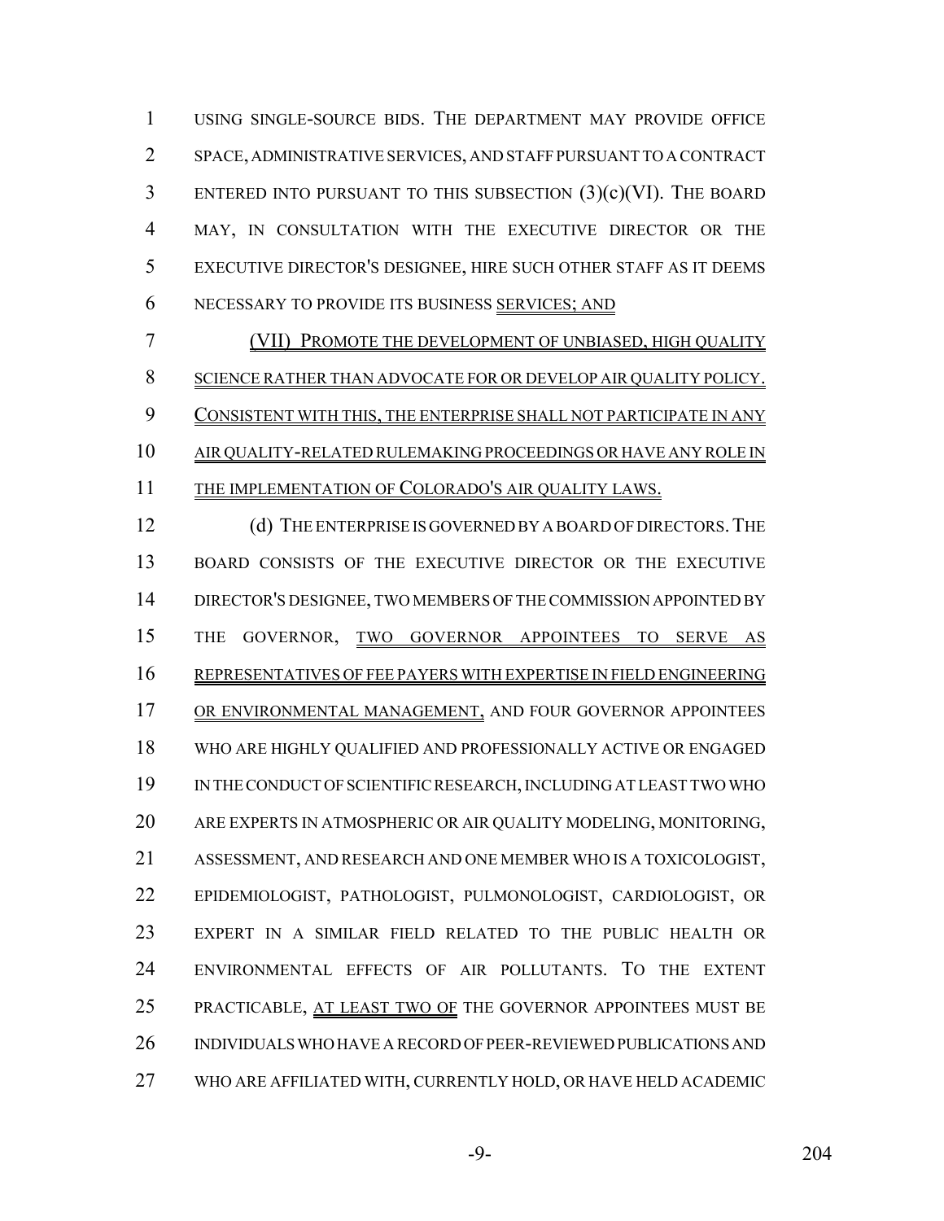USING SINGLE-SOURCE BIDS. THE DEPARTMENT MAY PROVIDE OFFICE SPACE, ADMINISTRATIVE SERVICES, AND STAFF PURSUANT TO A CONTRACT ENTERED INTO PURSUANT TO THIS SUBSECTION (3)(c)(VI). THE BOARD MAY, IN CONSULTATION WITH THE EXECUTIVE DIRECTOR OR THE EXECUTIVE DIRECTOR'S DESIGNEE, HIRE SUCH OTHER STAFF AS IT DEEMS NECESSARY TO PROVIDE ITS BUSINESS SERVICES; AND

(VII) PROMOTE THE DEVELOPMENT OF UNBIASED, HIGH QUALITY SCIENCE RATHER THAN ADVOCATE FOR OR DEVELOP AIR QUALITY POLICY. CONSISTENT WITH THIS, THE ENTERPRISE SHALL NOT PARTICIPATE IN ANY AIR QUALITY-RELATED RULEMAKING PROCEEDINGS OR HAVE ANY ROLE IN THE IMPLEMENTATION OF COLORADO'S AIR QUALITY LAWS.

(d) THE ENTERPRISE IS GOVERNED BY A BOARD OF DIRECTORS. THE BOARD CONSISTS OF THE EXECUTIVE DIRECTOR OR THE EXECUTIVE DIRECTOR'S DESIGNEE, TWO MEMBERS OF THE COMMISSION APPOINTED BY THE GOVERNOR, TWO GOVERNOR APPOINTEES TO SERVE AS REPRESENTATIVES OF FEE PAYERS WITH EXPERTISE IN FIELD ENGINEERING OR ENVIRONMENTAL MANAGEMENT, AND FOUR GOVERNOR APPOINTEES WHO ARE HIGHLY QUALIFIED AND PROFESSIONALLY ACTIVE OR ENGAGED IN THE CONDUCT OF SCIENTIFIC RESEARCH, INCLUDING AT LEAST TWO WHO ARE EXPERTS IN ATMOSPHERIC OR AIR QUALITY MODELING, MONITORING, ASSESSMENT, AND RESEARCH AND ONE MEMBER WHO IS A TOXICOLOGIST, EPIDEMIOLOGIST, PATHOLOGIST, PULMONOLOGIST, CARDIOLOGIST, OR EXPERT IN A SIMILAR FIELD RELATED TO THE PUBLIC HEALTH OR ENVIRONMENTAL EFFECTS OF AIR POLLUTANTS. TO THE EXTENT PRACTICABLE, AT LEAST TWO OF THE GOVERNOR APPOINTEES MUST BE INDIVIDUALS WHO HAVE A RECORD OF PEER-REVIEWED PUBLICATIONS AND WHO ARE AFFILIATED WITH, CURRENTLY HOLD, OR HAVE HELD ACADEMIC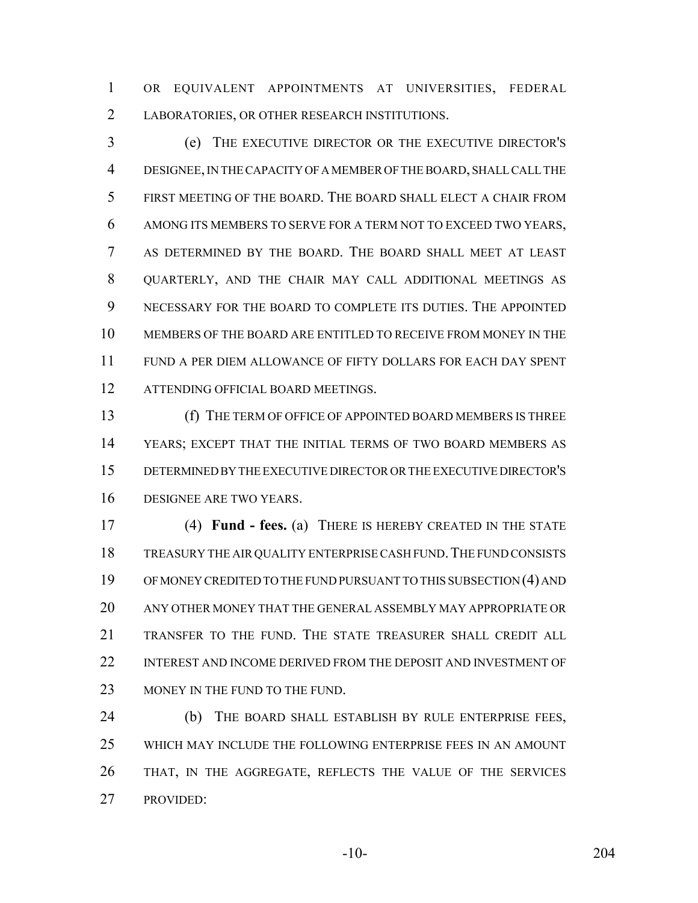OR EQUIVALENT APPOINTMENTS AT UNIVERSITIES, FEDERAL LABORATORIES, OR OTHER RESEARCH INSTITUTIONS.

(e) THE EXECUTIVE DIRECTOR OR THE EXECUTIVE DIRECTOR'S DESIGNEE, IN THE CAPACITY OF A MEMBER OF THE BOARD, SHALL CALL THE FIRST MEETING OF THE BOARD. THE BOARD SHALL ELECT A CHAIR FROM AMONG ITS MEMBERS TO SERVE FOR A TERM NOT TO EXCEED TWO YEARS, AS DETERMINED BY THE BOARD. THE BOARD SHALL MEET AT LEAST QUARTERLY, AND THE CHAIR MAY CALL ADDITIONAL MEETINGS AS NECESSARY FOR THE BOARD TO COMPLETE ITS DUTIES. THE APPOINTED MEMBERS OF THE BOARD ARE ENTITLED TO RECEIVE FROM MONEY IN THE FUND A PER DIEM ALLOWANCE OF FIFTY DOLLARS FOR EACH DAY SPENT ATTENDING OFFICIAL BOARD MEETINGS.

(f) THE TERM OF OFFICE OF APPOINTED BOARD MEMBERS IS THREE YEARS; EXCEPT THAT THE INITIAL TERMS OF TWO BOARD MEMBERS AS DETERMINED BY THE EXECUTIVE DIRECTOR OR THE EXECUTIVE DIRECTOR'S DESIGNEE ARE TWO YEARS.

(4) **Fund - fees.** (a) THERE IS HEREBY CREATED IN THE STATE TREASURY THE AIR QUALITY ENTERPRISE CASH FUND. THE FUND CONSISTS OF MONEY CREDITED TO THE FUND PURSUANT TO THIS SUBSECTION (4) AND ANY OTHER MONEY THAT THE GENERAL ASSEMBLY MAY APPROPRIATE OR TRANSFER TO THE FUND. THE STATE TREASURER SHALL CREDIT ALL INTEREST AND INCOME DERIVED FROM THE DEPOSIT AND INVESTMENT OF MONEY IN THE FUND TO THE FUND.

(b) THE BOARD SHALL ESTABLISH BY RULE ENTERPRISE FEES, WHICH MAY INCLUDE THE FOLLOWING ENTERPRISE FEES IN AN AMOUNT THAT, IN THE AGGREGATE, REFLECTS THE VALUE OF THE SERVICES PROVIDED: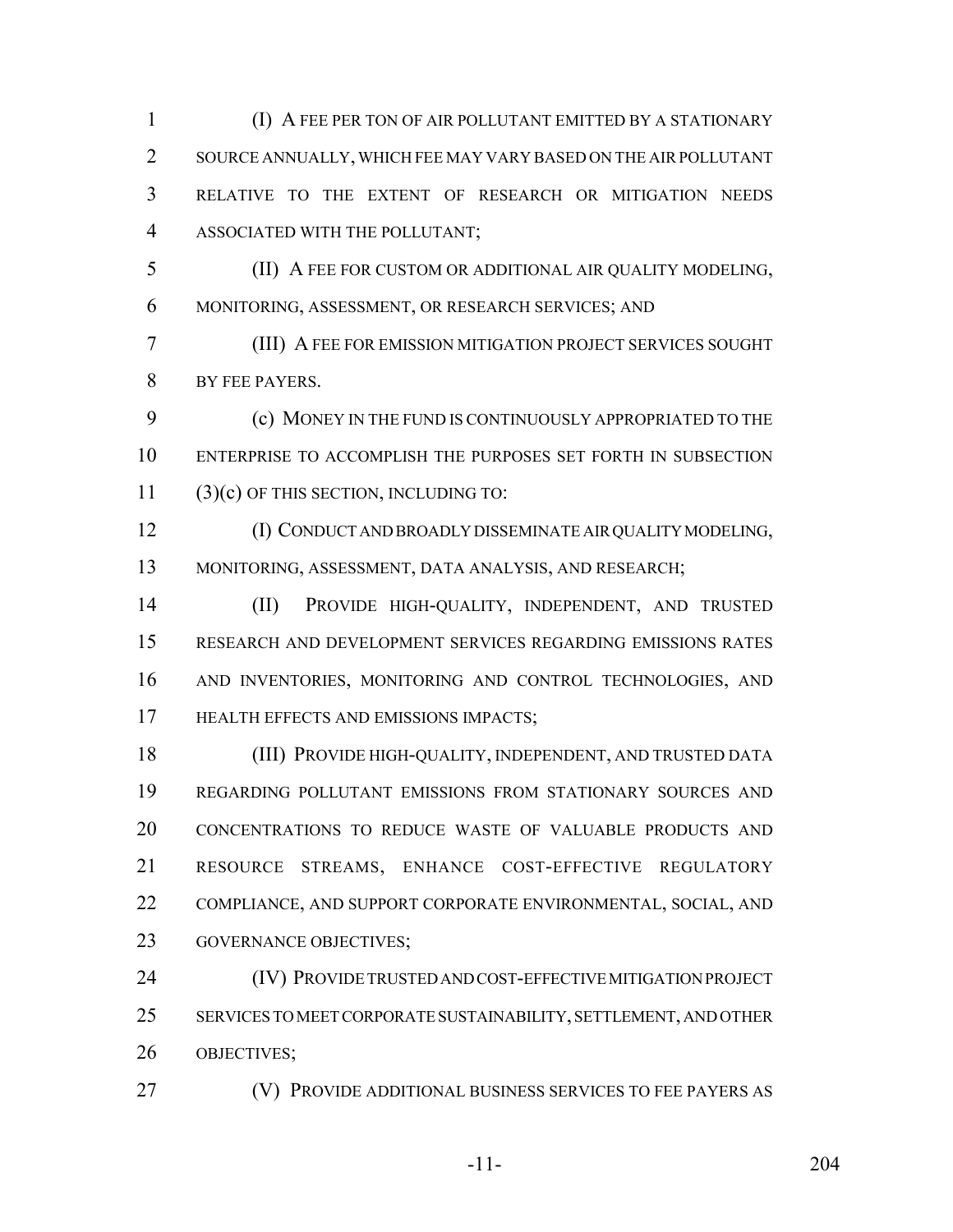(I) A FEE PER TON OF AIR POLLUTANT EMITTED BY A STATIONARY SOURCE ANNUALLY, WHICH FEE MAY VARY BASED ON THE AIR POLLUTANT RELATIVE TO THE EXTENT OF RESEARCH OR MITIGATION NEEDS ASSOCIATED WITH THE POLLUTANT;

(II) A FEE FOR CUSTOM OR ADDITIONAL AIR QUALITY MODELING, MONITORING, ASSESSMENT, OR RESEARCH SERVICES; AND

(III) A FEE FOR EMISSION MITIGATION PROJECT SERVICES SOUGHT BY FEE PAYERS.

(c) MONEY IN THE FUND IS CONTINUOUSLY APPROPRIATED TO THE ENTERPRISE TO ACCOMPLISH THE PURPOSES SET FORTH IN SUBSECTION (3)(c) OF THIS SECTION, INCLUDING TO:

(I) CONDUCT AND BROADLY DISSEMINATE AIR QUALITY MODELING, MONITORING, ASSESSMENT, DATA ANALYSIS, AND RESEARCH;

(II) PROVIDE HIGH-QUALITY, INDEPENDENT, AND TRUSTED RESEARCH AND DEVELOPMENT SERVICES REGARDING EMISSIONS RATES AND INVENTORIES, MONITORING AND CONTROL TECHNOLOGIES, AND HEALTH EFFECTS AND EMISSIONS IMPACTS;

(III) PROVIDE HIGH-QUALITY, INDEPENDENT, AND TRUSTED DATA REGARDING POLLUTANT EMISSIONS FROM STATIONARY SOURCES AND CONCENTRATIONS TO REDUCE WASTE OF VALUABLE PRODUCTS AND RESOURCE STREAMS, ENHANCE COST-EFFECTIVE REGULATORY COMPLIANCE, AND SUPPORT CORPORATE ENVIRONMENTAL, SOCIAL, AND GOVERNANCE OBJECTIVES;

(IV) PROVIDE TRUSTED AND COST-EFFECTIVE MITIGATION PROJECT SERVICES TO MEET CORPORATE SUSTAINABILITY, SETTLEMENT, AND OTHER OBJECTIVES;

(V) PROVIDE ADDITIONAL BUSINESS SERVICES TO FEE PAYERS AS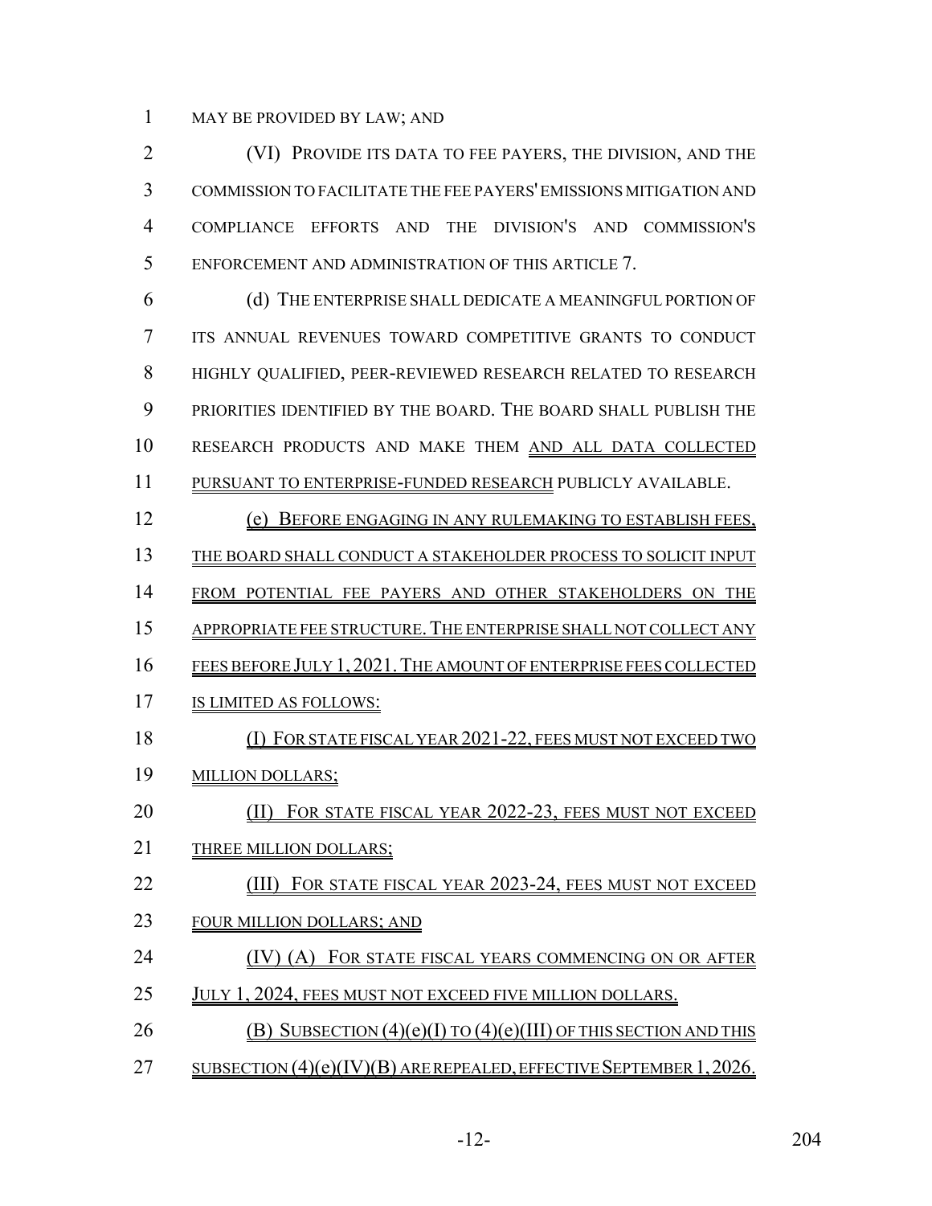MAY BE PROVIDED BY LAW; AND

(VI) PROVIDE ITS DATA TO FEE PAYERS, THE DIVISION, AND THE COMMISSION TO FACILITATE THE FEE PAYERS' EMISSIONS MITIGATION AND COMPLIANCE EFFORTS AND THE DIVISION'S AND COMMISSION'S ENFORCEMENT AND ADMINISTRATION OF THIS ARTICLE 7.

(d) THE ENTERPRISE SHALL DEDICATE A MEANINGFUL PORTION OF ITS ANNUAL REVENUES TOWARD COMPETITIVE GRANTS TO CONDUCT HIGHLY QUALIFIED, PEER-REVIEWED RESEARCH RELATED TO RESEARCH PRIORITIES IDENTIFIED BY THE BOARD. THE BOARD SHALL PUBLISH THE RESEARCH PRODUCTS AND MAKE THEM AND ALL DATA COLLECTED PURSUANT TO ENTERPRISE-FUNDED RESEARCH PUBLICLY AVAILABLE.

(e) BEFORE ENGAGING IN ANY RULEMAKING TO ESTABLISH FEES, THE BOARD SHALL CONDUCT A STAKEHOLDER PROCESS TO SOLICIT INPUT FROM POTENTIAL FEE PAYERS AND OTHER STAKEHOLDERS ON THE APPROPRIATE FEE STRUCTURE. THE ENTERPRISE SHALL NOT COLLECT ANY FEES BEFORE JULY 1, 2021. THE AMOUNT OF ENTERPRISE FEES COLLECTED IS LIMITED AS FOLLOWS:

(I) FOR STATE FISCAL YEAR 2021-22, FEES MUST NOT EXCEED TWO MILLION DOLLARS;

(II) FOR STATE FISCAL YEAR 2022-23, FEES MUST NOT EXCEED THREE MILLION DOLLARS;

(III) FOR STATE FISCAL YEAR 2023-24, FEES MUST NOT EXCEED FOUR MILLION DOLLARS; AND

(IV) (A) FOR STATE FISCAL YEARS COMMENCING ON OR AFTER JULY 1, 2024, FEES MUST NOT EXCEED FIVE MILLION DOLLARS.

(B) SUBSECTION (4)(e)(I) TO (4)(e)(III) OF THIS SECTION AND THIS SUBSECTION (4)(e)(IV)(B) ARE REPEALED, EFFECTIVE SEPTEMBER 1, 2026.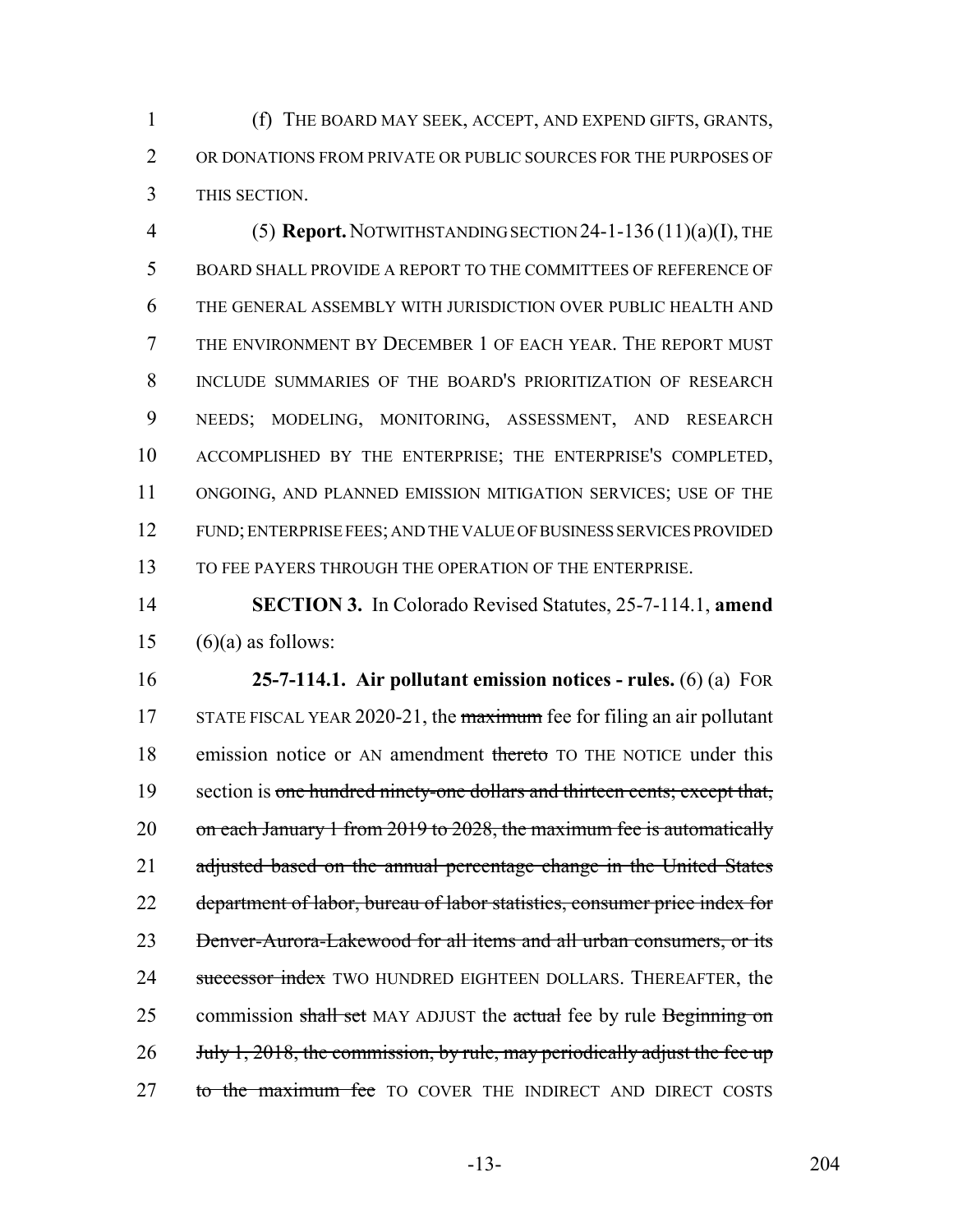(f) THE BOARD MAY SEEK, ACCEPT, AND EXPEND GIFTS, GRANTS, OR DONATIONS FROM PRIVATE OR PUBLIC SOURCES FOR THE PURPOSES OF THIS SECTION.

(5) **Report.** NOTWITHSTANDING SECTION 24-1-136 (11)(a)(I), THE BOARD SHALL PROVIDE A REPORT TO THE COMMITTEES OF REFERENCE OF THE GENERAL ASSEMBLY WITH JURISDICTION OVER PUBLIC HEALTH AND THE ENVIRONMENT BY DECEMBER 1 OF EACH YEAR. THE REPORT MUST INCLUDE SUMMARIES OF THE BOARD'S PRIORITIZATION OF RESEARCH NEEDS; MODELING, MONITORING, ASSESSMENT, AND RESEARCH ACCOMPLISHED BY THE ENTERPRISE; THE ENTERPRISE'S COMPLETED, ONGOING, AND PLANNED EMISSION MITIGATION SERVICES; USE OF THE FUND; ENTERPRISE FEES; AND THE VALUE OF BUSINESS SERVICES PROVIDED TO FEE PAYERS THROUGH THE OPERATION OF THE ENTERPRISE.

**SECTION 3.** In Colorado Revised Statutes, 25-7-114.1, **amend** (6)(a) as follows:

**25-7-114.1. Air pollutant emission notices - rules.** (6) (a) FOR STATE FISCAL YEAR 2020-21, the ~~maximum~~ fee for filing an air pollutant emission notice or AN amendment ~~thereto~~ TO THE NOTICE under this section is ~~one hundred ninety-one dollars and thirteen cents; except that, on each January 1 from 2019 to 2028, the maximum fee is automatically adjusted based on the annual percentage change in the United States department of labor, bureau of labor statistics, consumer price index for Denver-Aurora-Lakewood for all items and all urban consumers, or its successor index~~ TWO HUNDRED EIGHTEEN DOLLARS. THEREAFTER, the commission ~~shall set~~ MAY ADJUST the ~~actual~~ fee by rule ~~Beginning on July 1, 2018, the commission, by rule, may periodically adjust the fee up to the maximum fee~~ TO COVER THE INDIRECT AND DIRECT COSTS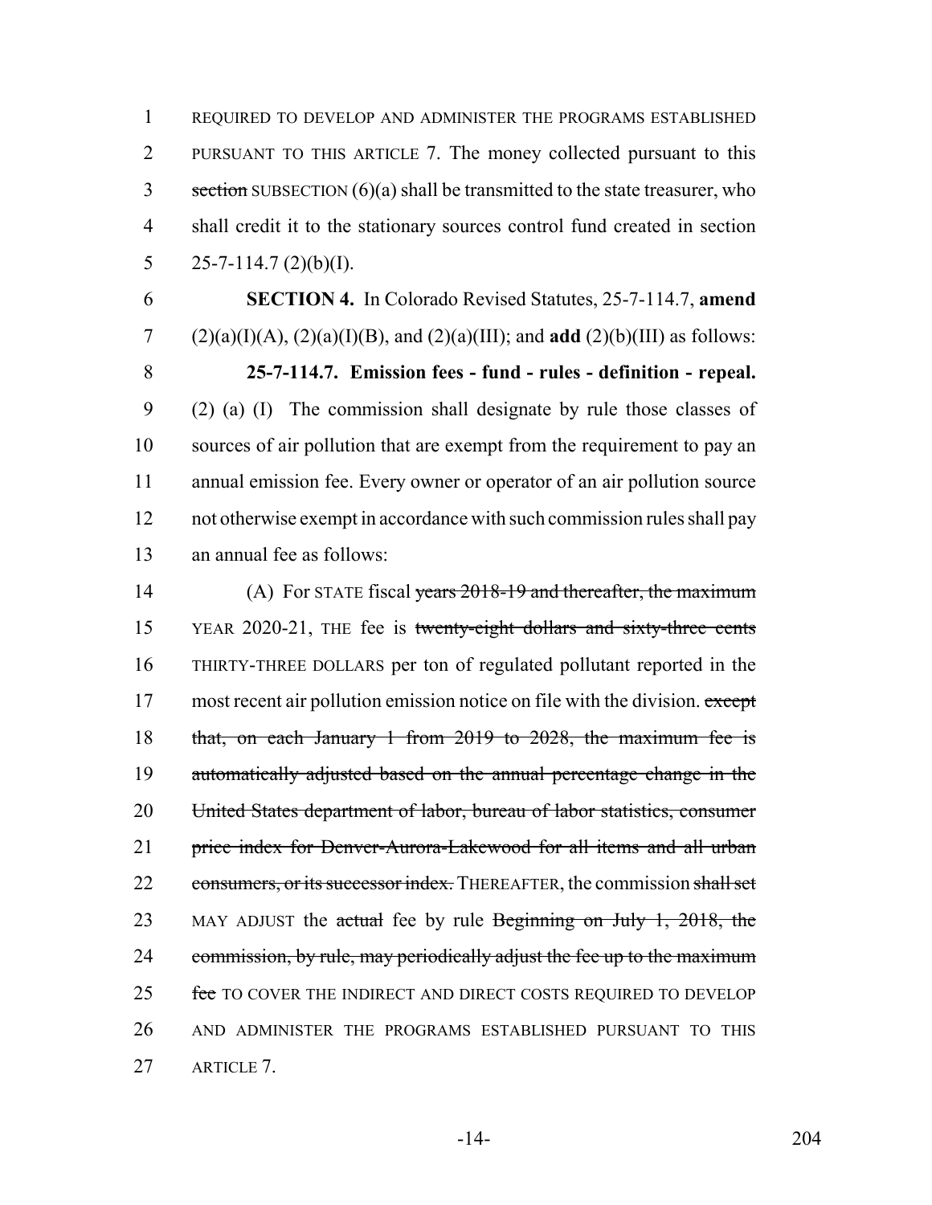REQUIRED TO DEVELOP AND ADMINISTER THE PROGRAMS ESTABLISHED PURSUANT TO THIS ARTICLE 7. The money collected pursuant to this ~~section~~ SUBSECTION (6)(a) shall be transmitted to the state treasurer, who shall credit it to the stationary sources control fund created in section 25-7-114.7 (2)(b)(I).

**SECTION 4.** In Colorado Revised Statutes, 25-7-114.7, **amend** (2)(a)(I)(A), (2)(a)(I)(B), and (2)(a)(III); and **add** (2)(b)(III) as follows:

**25-7-114.7. Emission fees - fund - rules - definition - repeal.** (2) (a) (I) The commission shall designate by rule those classes of sources of air pollution that are exempt from the requirement to pay an annual emission fee. Every owner or operator of an air pollution source not otherwise exempt in accordance with such commission rules shall pay an annual fee as follows:

(A) For STATE fiscal ~~years 2018-19 and thereafter, the maximum~~ YEAR 2020-21, THE fee is ~~twenty-eight dollars and sixty-three cents~~ THIRTY-THREE DOLLARS per ton of regulated pollutant reported in the most recent air pollution emission notice on file with the division. ~~except that, on each January 1 from 2019 to 2028, the maximum fee is automatically adjusted based on the annual percentage change in the United States department of labor, bureau of labor statistics, consumer price index for Denver-Aurora-Lakewood for all items and all urban consumers, or its successor index.~~ THEREAFTER, the commission ~~shall set~~ MAY ADJUST the ~~actual~~ fee by rule ~~Beginning on July 1, 2018, the commission, by rule, may periodically adjust the fee up to the maximum fee~~ TO COVER THE INDIRECT AND DIRECT COSTS REQUIRED TO DEVELOP AND ADMINISTER THE PROGRAMS ESTABLISHED PURSUANT TO THIS ARTICLE 7.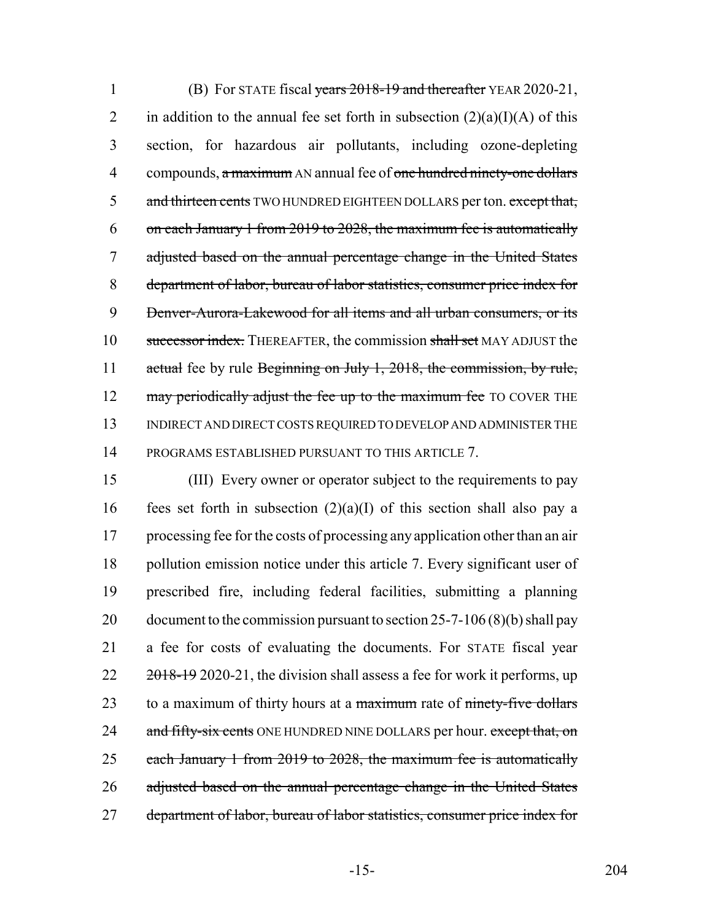(B) For STATE fiscal ~~years 2018-19 and thereafter~~ YEAR 2020-21, in addition to the annual fee set forth in subsection (2)(a)(I)(A) of this section, for hazardous air pollutants, including ozone-depleting compounds, ~~a maximum~~ AN annual fee of ~~one hundred ninety-one dollars and thirteen cents~~ TWO HUNDRED EIGHTEEN DOLLARS per ton. ~~except that, on each January 1 from 2019 to 2028, the maximum fee is automatically adjusted based on the annual percentage change in the United States department of labor, bureau of labor statistics, consumer price index for Denver-Aurora-Lakewood for all items and all urban consumers, or its successor index.~~ THEREAFTER, the commission ~~shall set~~ MAY ADJUST the ~~actual~~ fee by rule ~~Beginning on July 1, 2018, the commission, by rule, may periodically adjust the fee up to the maximum fee~~ TO COVER THE INDIRECT AND DIRECT COSTS REQUIRED TO DEVELOP AND ADMINISTER THE PROGRAMS ESTABLISHED PURSUANT TO THIS ARTICLE 7.

(III) Every owner or operator subject to the requirements to pay fees set forth in subsection (2)(a)(I) of this section shall also pay a processing fee for the costs of processing any application other than an air pollution emission notice under this article 7. Every significant user of prescribed fire, including federal facilities, submitting a planning document to the commission pursuant to section 25-7-106 (8)(b) shall pay a fee for costs of evaluating the documents. For STATE fiscal year ~~2018-19~~ 2020-21, the division shall assess a fee for work it performs, up to a maximum of thirty hours at a ~~maximum~~ rate of ~~ninety-five dollars and fifty-six cents~~ ONE HUNDRED NINE DOLLARS per hour. ~~except that, on each January 1 from 2019 to 2028, the maximum fee is automatically adjusted based on the annual percentage change in the United States department of labor, bureau of labor statistics, consumer price index for~~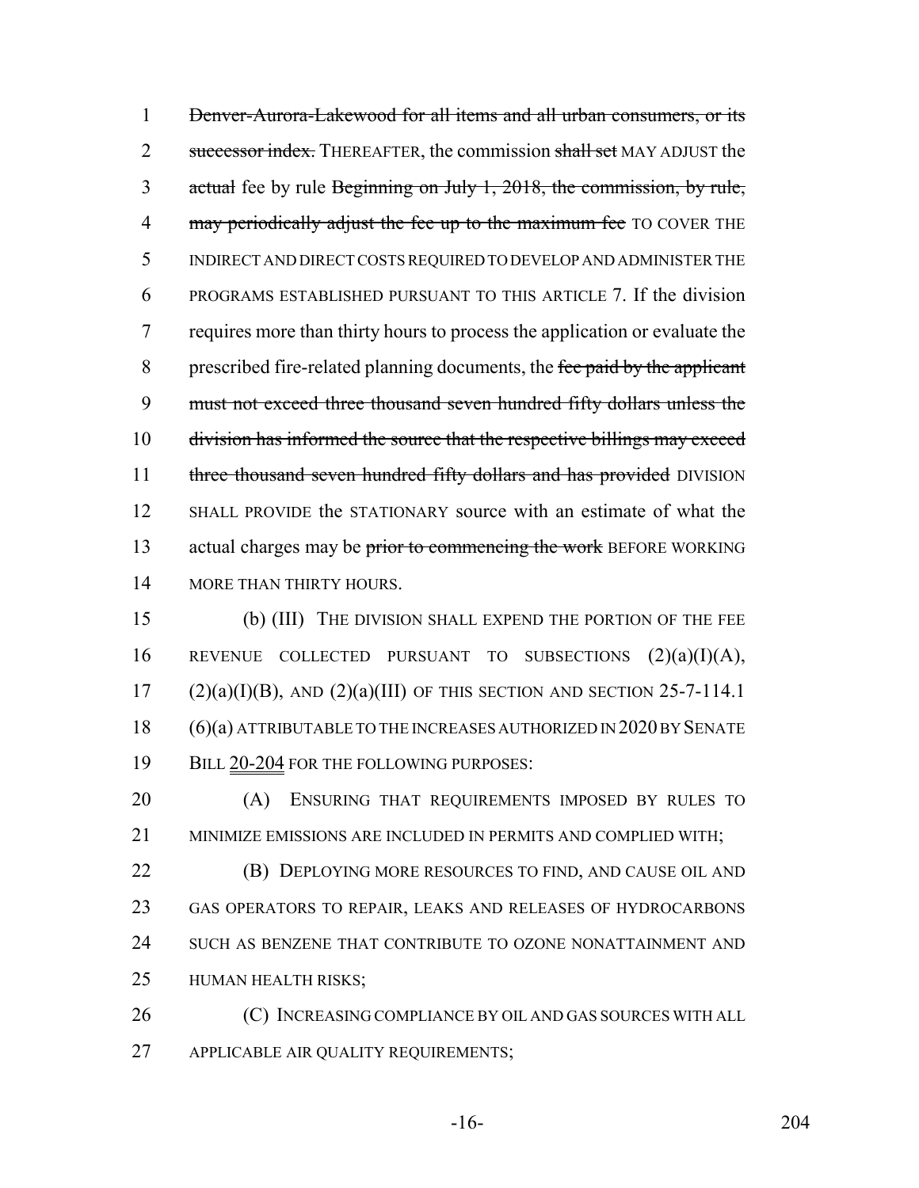1 ~~Denver-Aurora-Lakewood for all items and all urban consumers, or its~~
2 ~~successor index.~~ THEREAFTER, the commission ~~shall set~~ MAY ADJUST the
3 ~~actual~~ fee by rule ~~Beginning on July 1, 2018, the commission, by rule,~~
4 ~~may periodically adjust the fee up to the maximum fee~~ TO COVER THE
5 INDIRECT AND DIRECT COSTS REQUIRED TO DEVELOP AND ADMINISTER THE
6 PROGRAMS ESTABLISHED PURSUANT TO THIS ARTICLE 7. If the division
7 requires more than thirty hours to process the application or evaluate the
8 prescribed fire-related planning documents, the ~~fee paid by the applicant~~
9 ~~must not exceed three thousand seven hundred fifty dollars unless the~~
10 ~~division has informed the source that the respective billings may exceed~~
11 ~~three thousand seven hundred fifty dollars and has provided~~ DIVISION
12 SHALL PROVIDE the STATIONARY source with an estimate of what the
13 actual charges may be ~~prior to commencing the work~~ BEFORE WORKING
14 MORE THAN THIRTY HOURS.

15 (b) (III) THE DIVISION SHALL EXPEND THE PORTION OF THE FEE
16 REVENUE COLLECTED PURSUANT TO SUBSECTIONS (2)(a)(I)(A),
17 (2)(a)(I)(B), AND (2)(a)(III) OF THIS SECTION AND SECTION 25-7-114.1
18 (6)(a) ATTRIBUTABLE TO THE INCREASES AUTHORIZED IN 2020 BY SENATE
19 BILL 20-204 FOR THE FOLLOWING PURPOSES:

20 (A) ENSURING THAT REQUIREMENTS IMPOSED BY RULES TO
21 MINIMIZE EMISSIONS ARE INCLUDED IN PERMITS AND COMPLIED WITH;

22 (B) DEPLOYING MORE RESOURCES TO FIND, AND CAUSE OIL AND
23 GAS OPERATORS TO REPAIR, LEAKS AND RELEASES OF HYDROCARBONS
24 SUCH AS BENZENE THAT CONTRIBUTE TO OZONE NONATTAINMENT AND
25 HUMAN HEALTH RISKS;

26 (C) INCREASING COMPLIANCE BY OIL AND GAS SOURCES WITH ALL
27 APPLICABLE AIR QUALITY REQUIREMENTS;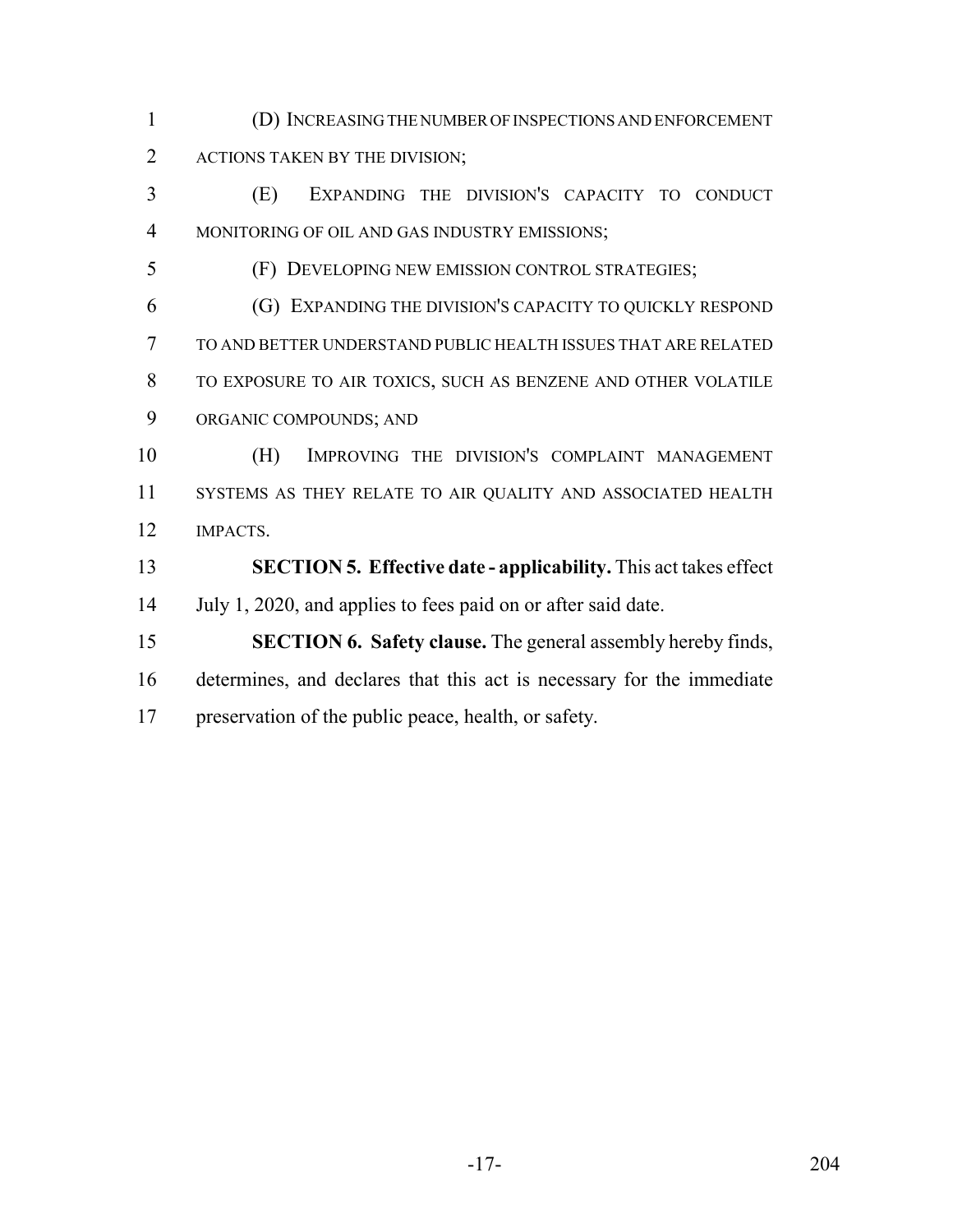(D) INCREASING THE NUMBER OF INSPECTIONS AND ENFORCEMENT ACTIONS TAKEN BY THE DIVISION;

(E) EXPANDING THE DIVISION'S CAPACITY TO CONDUCT MONITORING OF OIL AND GAS INDUSTRY EMISSIONS;

(F) DEVELOPING NEW EMISSION CONTROL STRATEGIES;

(G) EXPANDING THE DIVISION'S CAPACITY TO QUICKLY RESPOND TO AND BETTER UNDERSTAND PUBLIC HEALTH ISSUES THAT ARE RELATED TO EXPOSURE TO AIR TOXICS, SUCH AS BENZENE AND OTHER VOLATILE ORGANIC COMPOUNDS; AND

(H) IMPROVING THE DIVISION'S COMPLAINT MANAGEMENT SYSTEMS AS THEY RELATE TO AIR QUALITY AND ASSOCIATED HEALTH IMPACTS.

**SECTION 5. Effective date - applicability.** This act takes effect July 1, 2020, and applies to fees paid on or after said date.

**SECTION 6. Safety clause.** The general assembly hereby finds, determines, and declares that this act is necessary for the immediate preservation of the public peace, health, or safety.